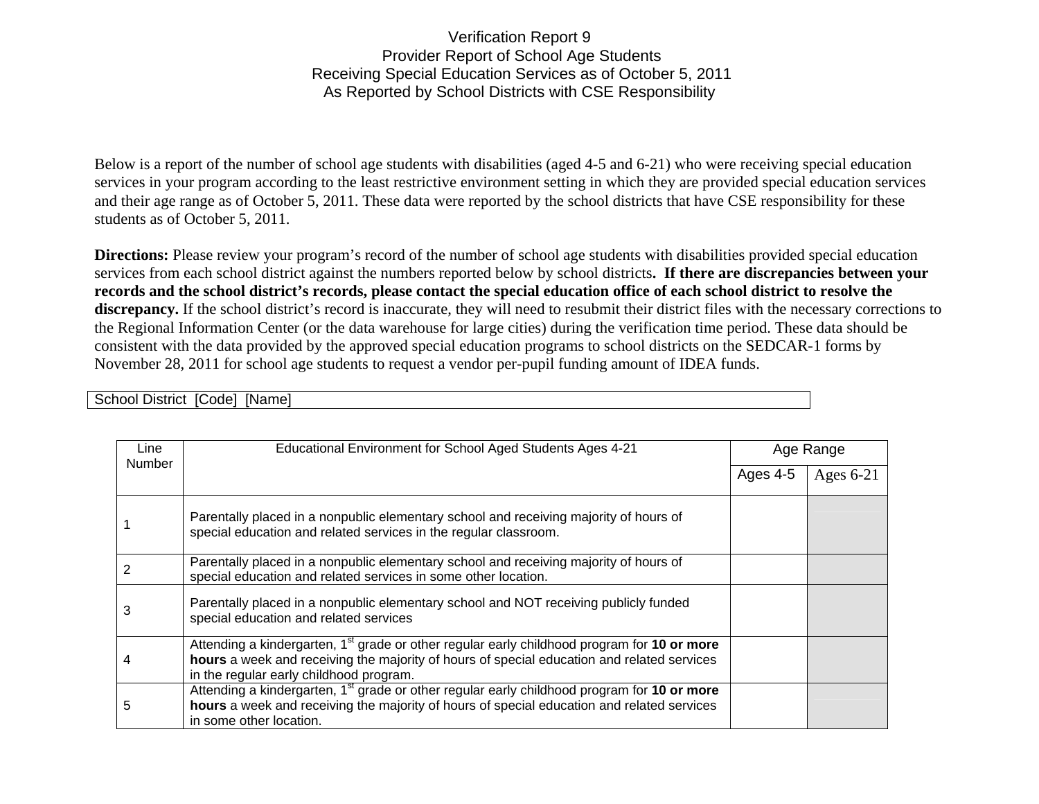# Verification Report 9
## Provider Report of School Age Students
## Receiving Special Education Services as of October 5, 2011
## As Reported by School Districts with CSE Responsibility

Below is a report of the number of school age students with disabilities (aged 4-5 and 6-21) who were receiving special education services in your program according to the least restrictive environment setting in which they are provided special education services and their age range as of October 5, 2011. These data were reported by the school districts that have CSE responsibility for these students as of October 5, 2011.

**Directions:** Please review your program's record of the number of school age students with disabilities provided special education services from each school district against the numbers reported below by school districts**. If there are discrepancies between your records and the school district's records, please contact the special education office of each school district to resolve the discrepancy.** If the school district's record is inaccurate, they will need to resubmit their district files with the necessary corrections to the Regional Information Center (or the data warehouse for large cities) during the verification time period. These data should be consistent with the data provided by the approved special education programs to school districts on the SEDCAR-1 forms by November 28, 2011 for school age students to request a vendor per-pupil funding amount of IDEA funds.

| School District [Code] [Name] |
|---|

| Line Number | Educational Environment for School Aged Students Ages 4-21 | Age Range | |
|---|---|---|---|
| | | Ages 4-5 | Ages 6-21 |
| 1 | Parentally placed in a nonpublic elementary school and receiving majority of hours of special education and related services in the regular classroom. | | |
| 2 | Parentally placed in a nonpublic elementary school and receiving majority of hours of special education and related services in some other location. | | |
| 3 | Parentally placed in a nonpublic elementary school and NOT receiving publicly funded special education and related services | | |
| 4 | Attending a kindergarten, 1st grade or other regular early childhood program for **10 or more hours** a week and receiving the majority of hours of special education and related services in the regular early childhood program. | | |
| 5 | Attending a kindergarten, 1st grade or other regular early childhood program for **10 or more hours** a week and receiving the majority of hours of special education and related services in some other location. | | |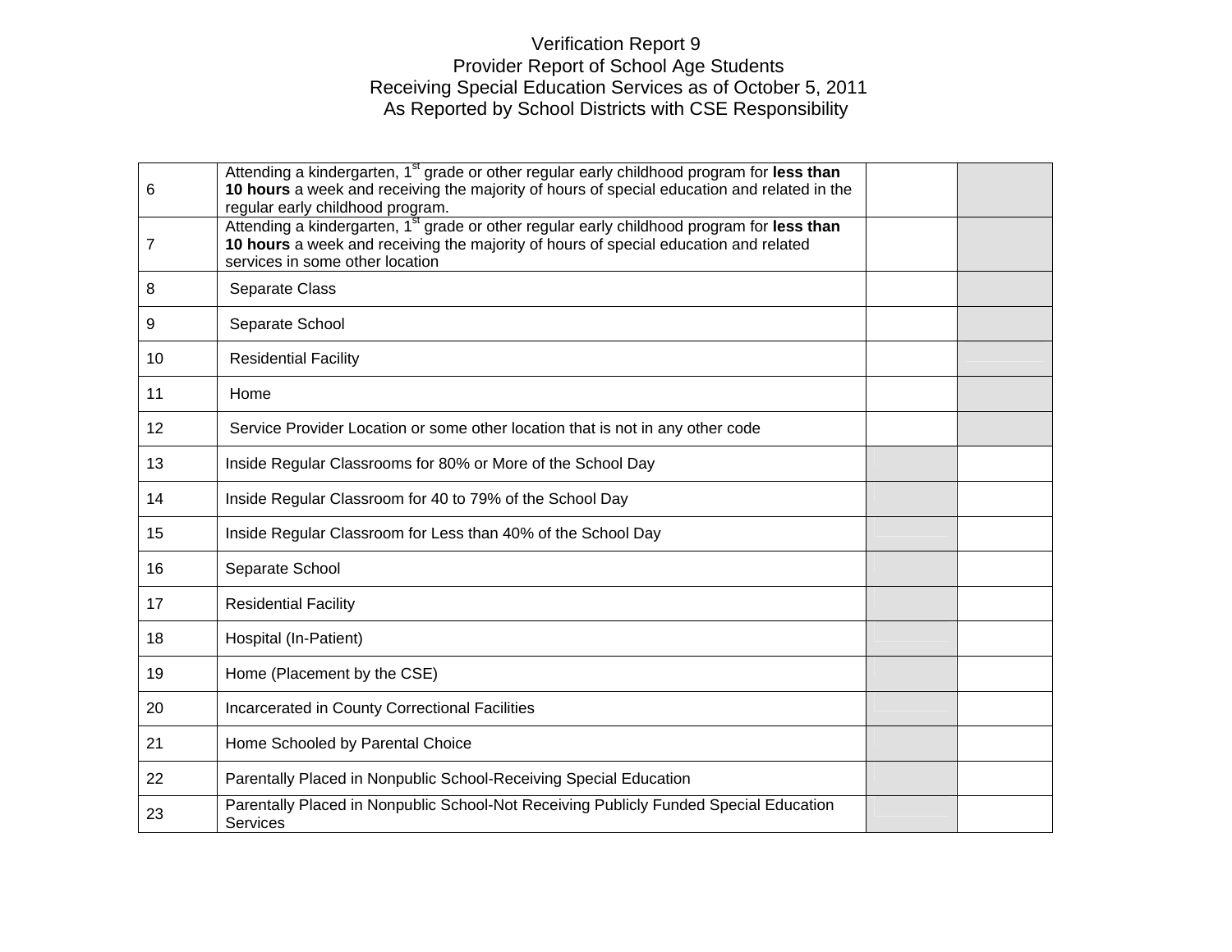Verification Report 9
Provider Report of School Age Students
Receiving Special Education Services as of October 5, 2011
As Reported by School Districts with CSE Responsibility

| | | | |
|---|---|---|---|
| 6 | Attending a kindergarten, 1st grade or other regular early childhood program for **less than 10 hours** a week and receiving the majority of hours of special education and related in the regular early childhood program. | | |
| 7 | Attending a kindergarten, 1st grade or other regular early childhood program for **less than 10 hours** a week and receiving the majority of hours of special education and related services in some other location | | |
| 8 | Separate Class | | |
| 9 | Separate School | | |
| 10 | Residential Facility | | |
| 11 | Home | | |
| 12 | Service Provider Location or some other location that is not in any other code | | |
| 13 | Inside Regular Classrooms for 80% or More of the School Day | | |
| 14 | Inside Regular Classroom for 40 to 79% of the School Day | | |
| 15 | Inside Regular Classroom for Less than 40% of the School Day | | |
| 16 | Separate School | | |
| 17 | Residential Facility | | |
| 18 | Hospital (In-Patient) | | |
| 19 | Home (Placement by the CSE) | | |
| 20 | Incarcerated in County Correctional Facilities | | |
| 21 | Home Schooled by Parental Choice | | |
| 22 | Parentally Placed in Nonpublic School-Receiving Special Education | | |
| 23 | Parentally Placed in Nonpublic School-Not Receiving Publicly Funded Special Education Services | | |